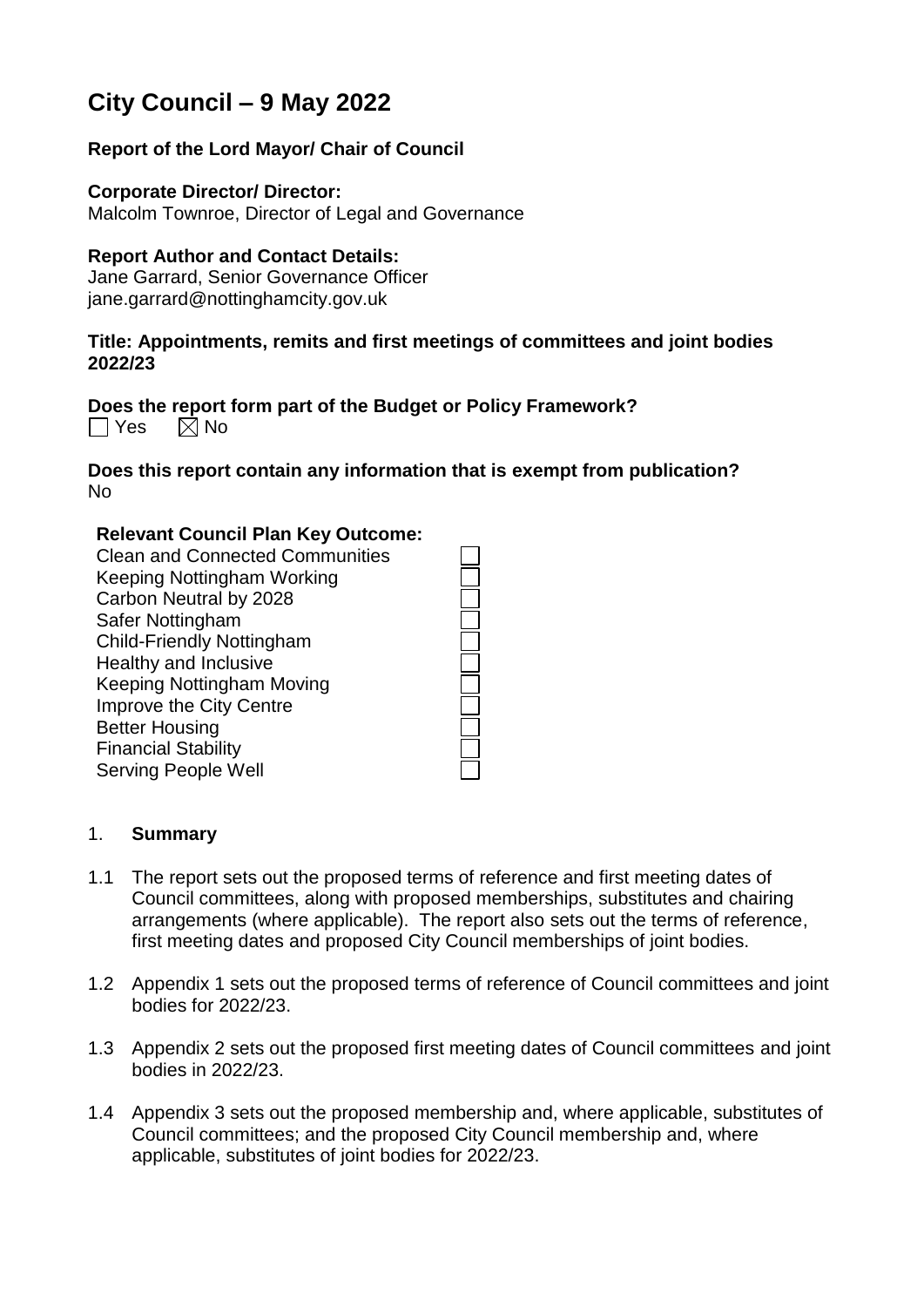# City Council – 9 May 2022

**Report of the Lord Mayor/ Chair of Council**

**Corporate Director/ Director:**
Malcolm Townroe, Director of Legal and Governance

**Report Author and Contact Details:**
Jane Garrard, Senior Governance Officer
jane.garrard@nottinghamcity.gov.uk

**Title: Appointments, remits and first meetings of committees and joint bodies 2022/23**

**Does the report form part of the Budget or Policy Framework?**
☐ Yes ☒ No

**Does this report contain any information that is exempt from publication?**
No

**Relevant Council Plan Key Outcome:**

| | |
|---|---|
| Clean and Connected Communities | ☐ |
| Keeping Nottingham Working | ☐ |
| Carbon Neutral by 2028 | ☐ |
| Safer Nottingham | ☐ |
| Child-Friendly Nottingham | ☐ |
| Healthy and Inclusive | ☐ |
| Keeping Nottingham Moving | ☐ |
| Improve the City Centre | ☐ |
| Better Housing | ☐ |
| Financial Stability | ☐ |
| Serving People Well | ☐ |

## 1. Summary

1.1 The report sets out the proposed terms of reference and first meeting dates of Council committees, along with proposed memberships, substitutes and chairing arrangements (where applicable). The report also sets out the terms of reference, first meeting dates and proposed City Council memberships of joint bodies.

1.2 Appendix 1 sets out the proposed terms of reference of Council committees and joint bodies for 2022/23.

1.3 Appendix 2 sets out the proposed first meeting dates of Council committees and joint bodies in 2022/23.

1.4 Appendix 3 sets out the proposed membership and, where applicable, substitutes of Council committees; and the proposed City Council membership and, where applicable, substitutes of joint bodies for 2022/23.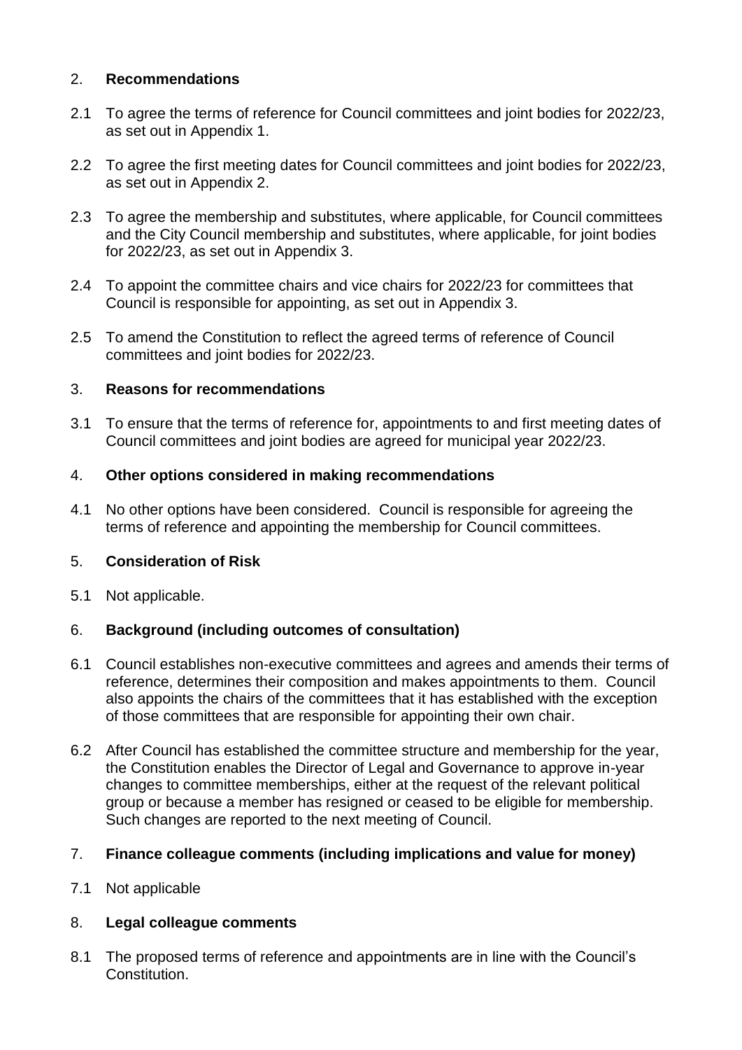## 2. Recommendations

2.1 To agree the terms of reference for Council committees and joint bodies for 2022/23, as set out in Appendix 1.

2.2 To agree the first meeting dates for Council committees and joint bodies for 2022/23, as set out in Appendix 2.

2.3 To agree the membership and substitutes, where applicable, for Council committees and the City Council membership and substitutes, where applicable, for joint bodies for 2022/23, as set out in Appendix 3.

2.4 To appoint the committee chairs and vice chairs for 2022/23 for committees that Council is responsible for appointing, as set out in Appendix 3.

2.5 To amend the Constitution to reflect the agreed terms of reference of Council committees and joint bodies for 2022/23.

## 3. Reasons for recommendations

3.1 To ensure that the terms of reference for, appointments to and first meeting dates of Council committees and joint bodies are agreed for municipal year 2022/23.

## 4. Other options considered in making recommendations

4.1 No other options have been considered. Council is responsible for agreeing the terms of reference and appointing the membership for Council committees.

## 5. Consideration of Risk

5.1 Not applicable.

## 6. Background (including outcomes of consultation)

6.1 Council establishes non-executive committees and agrees and amends their terms of reference, determines their composition and makes appointments to them. Council also appoints the chairs of the committees that it has established with the exception of those committees that are responsible for appointing their own chair.

6.2 After Council has established the committee structure and membership for the year, the Constitution enables the Director of Legal and Governance to approve in-year changes to committee memberships, either at the request of the relevant political group or because a member has resigned or ceased to be eligible for membership. Such changes are reported to the next meeting of Council.

## 7. Finance colleague comments (including implications and value for money)

7.1 Not applicable

## 8. Legal colleague comments

8.1 The proposed terms of reference and appointments are in line with the Council's Constitution.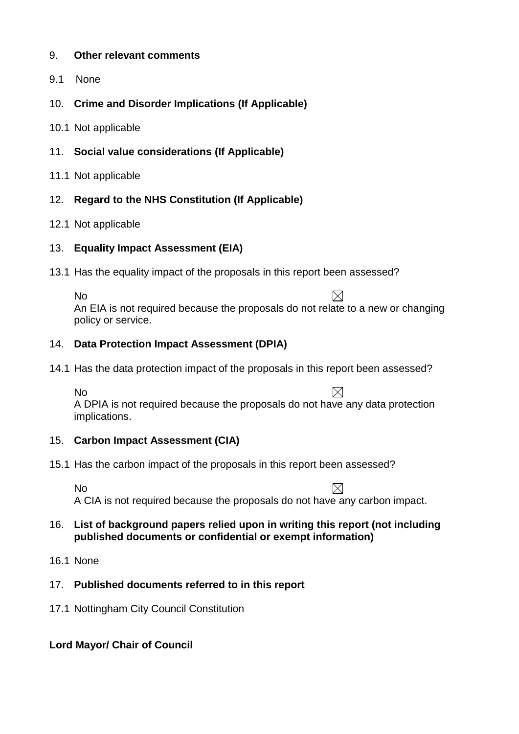## 9. **Other relevant comments**

9.1 None

## 10. **Crime and Disorder Implications (If Applicable)**

10.1 Not applicable

## 11. **Social value considerations (If Applicable)**

11.1 Not applicable

## 12. **Regard to the NHS Constitution (If Applicable)**

12.1 Not applicable

## 13. **Equality Impact Assessment (EIA)**

13.1 Has the equality impact of the proposals in this report been assessed?

No ☒
An EIA is not required because the proposals do not relate to a new or changing policy or service.

## 14. **Data Protection Impact Assessment (DPIA)**

14.1 Has the data protection impact of the proposals in this report been assessed?

No ☒
A DPIA is not required because the proposals do not have any data protection implications.

## 15. **Carbon Impact Assessment (CIA)**

15.1 Has the carbon impact of the proposals in this report been assessed?

No ☒
A CIA is not required because the proposals do not have any carbon impact.

## 16. **List of background papers relied upon in writing this report (not including published documents or confidential or exempt information)**

16.1 None

## 17. **Published documents referred to in this report**

17.1 Nottingham City Council Constitution

**Lord Mayor/ Chair of Council**